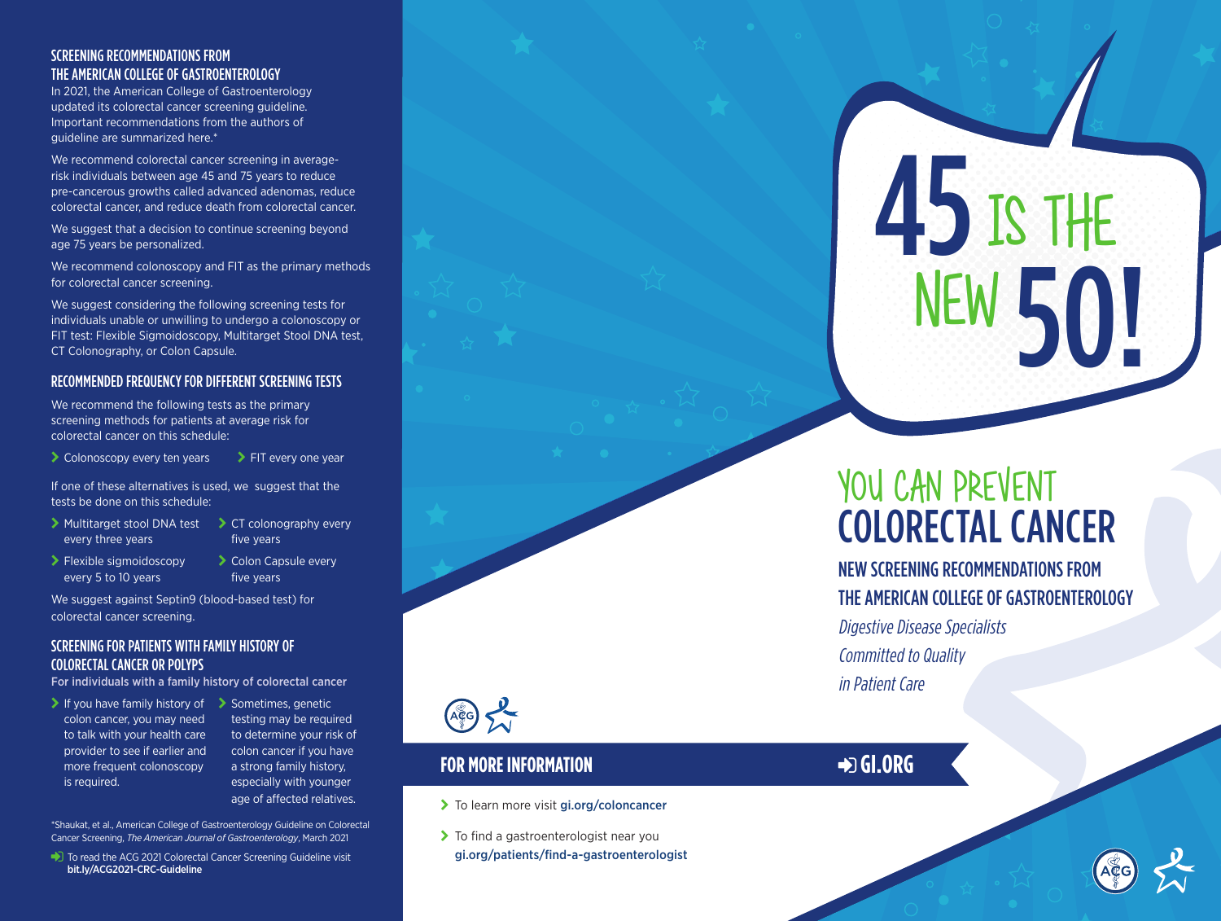## SCREENING RECOMMENDATIONS FROM THE AMERICAN COLLEGE OF GASTROENTEROLOGY

In 2021, the American College of Gastroenterology updated its colorectal cancer screening guideline. Important recommendations from the authors of guideline are summarized here.*

We recommend colorectal cancer screening in average-risk individuals between age 45 and 75 years to reduce pre-cancerous growths called advanced adenomas, reduce colorectal cancer, and reduce death from colorectal cancer.

We suggest that a decision to continue screening beyond age 75 years be personalized.

We recommend colonoscopy and FIT as the primary methods for colorectal cancer screening.

We suggest considering the following screening tests for individuals unable or unwilling to undergo a colonoscopy or FIT test: Flexible Sigmoidoscopy, Multitarget Stool DNA test, CT Colonography, or Colon Capsule.

## RECOMMENDED FREQUENCY FOR DIFFERENT SCREENING TESTS

We recommend the following tests as the primary screening methods for patients at average risk for colorectal cancer on this schedule:

- Colonoscopy every ten years
- FIT every one year

If one of these alternatives is used, we suggest that the tests be done on this schedule:

- Multitarget stool DNA test every three years
- CT colonography every five years
- Flexible sigmoidoscopy every 5 to 10 years
- Colon Capsule every five years

We suggest against Septin9 (blood-based test) for colorectal cancer screening.

## SCREENING FOR PATIENTS WITH FAMILY HISTORY OF COLORECTAL CANCER OR POLYPS

**For individuals with a family history of colorectal cancer**

- If you have family history of colon cancer, you may need to talk with your health care provider to see if earlier and more frequent colonoscopy is required.
- Sometimes, genetic testing may be required to determine your risk of colon cancer if you have a strong family history, especially with younger age of affected relatives.

*Shaukat, et al., American College of Gastroenterology Guideline on Colorectal Cancer Screening, *The American Journal of Gastroenterology*, March 2021

To read the ACG 2021 Colorectal Cancer Screening Guideline visit **bit.ly/ACG2021-CRC-Guideline**

## FOR MORE INFORMATION

**GI.ORG**

- To learn more visit gi.org/coloncancer
- To find a gastroenterologist near you gi.org/patients/find-a-gastroenterologist

# 45 IS THE NEW 50!

# YOU CAN PREVENT COLORECTAL CANCER

## NEW SCREENING RECOMMENDATIONS FROM THE AMERICAN COLLEGE OF GASTROENTEROLOGY

*Digestive Disease Specialists*
*Committed to Quality*
*in Patient Care*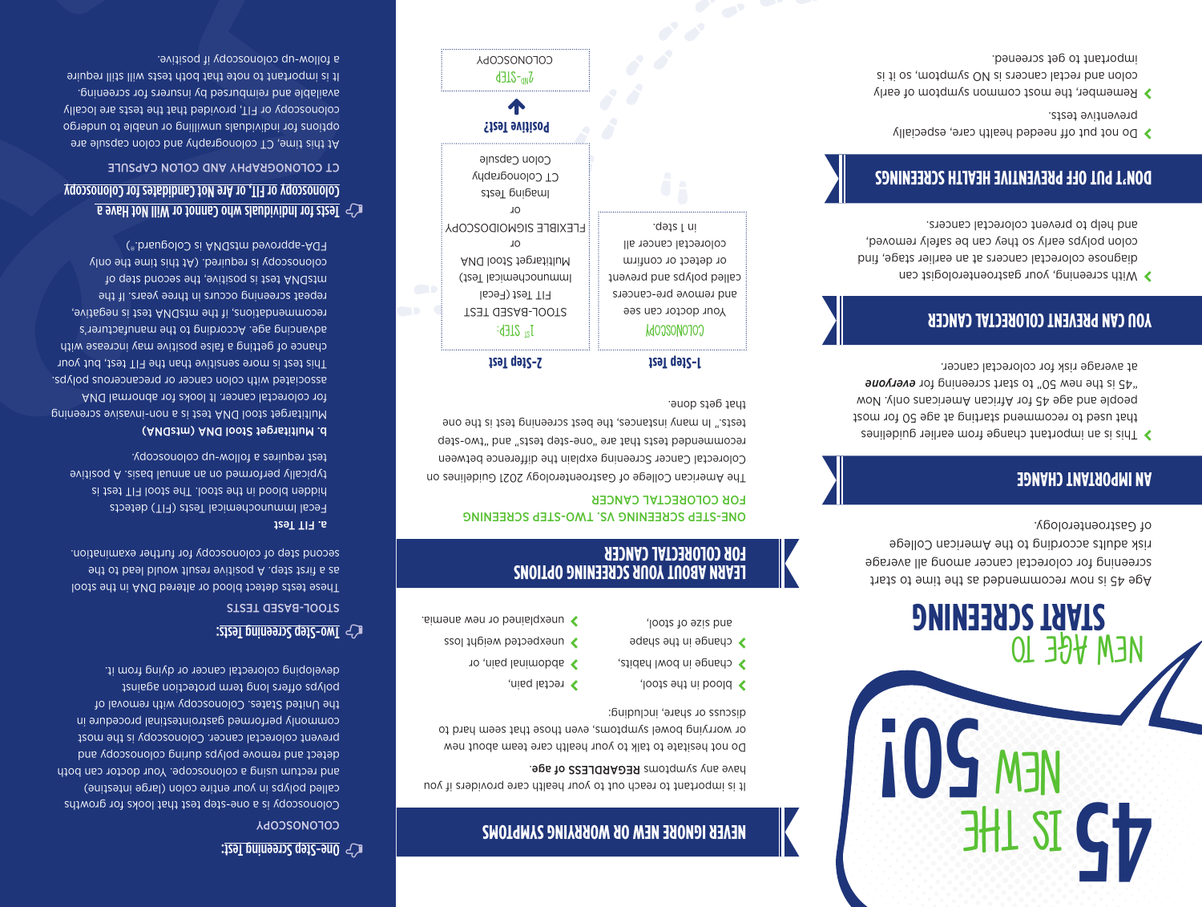# 45 IS THE NEW 50!

## NEW AGE TO START SCREENING

Age 45 is now recommended as the time to start screening for colorectal cancer among all average risk adults according to the American College of Gastroenterology.

## AN IMPORTANT CHANGE

- This is an important change from earlier guidelines that used to recommend starting at age 50 for most people and age 45 for African Americans only. Now "45 is the new 50" to start screening for ***everyone*** at average risk for colorectal cancer.

## YOU CAN PREVENT COLORECTAL CANCER

- With screening, your gastroenterologist can diagnose colorectal cancers at an earlier stage, find colon polyps early so they can be safely removed, and help to prevent colorectal cancers.

## DON'T PUT OFF PREVENTIVE HEALTH SCREENINGS

- Do not put off needed health care, especially preventive tests.
- Remember, the most common symptom of early colon and rectal cancers is NO symptom, so it is important to get screened.

## NEVER IGNORE NEW OR WORRYING SYMPTOMS

It is important to reach out to your health care providers if you have any symptoms **REGARDLESS of age.**

Do not hesitate to talk to your health care team about new or worrying bowel symptoms, even those that seem hard to discuss or share, including:

- blood in the stool,
- change in bowel habits,
- change in the shape and size of stool,
- rectal pain,
- abdominal pain,
- unexpected weight loss
- unexplained or new anemia.

## LEARN ABOUT YOUR SCREENING OPTIONS FOR COLORECTAL CANCER

### ONE-STEP SCREENING VS. TWO-STEP SCREENING FOR COLORECTAL CANCER

The American College of Gastroenterology 2021 Guidelines on Colorectal Cancer Screening explain the difference between recommended tests that are "one-step tests" and "two-step tests." In many instances, the best screening test is the one that gets done.

**1-Step Test**

COLONOSCOPY

Your doctor can see and remove pre-cancers called polyps and prevent or detect or confirm colorectal cancer all in 1 step.

**2-Step Test**

1st STEP:

STOOL-BASED TEST
FIT Test (Fecal Immunochemical Test)
or
Multitarget Stool DNA
or
FLEXIBLE SIGMOIDOSCOPY
or
Imaging Tests
CT Colonography
Colon Capsule

**Positive Test?**

2nd STEP
COLONOSCOPY

### One-Step Screening Test:

COLONOSCOPY

Colonoscopy is a one-step test that looks for growths called polyps in your entire colon (large intestine) and rectum using a colonoscope. Your doctor can both detect and remove polyps during colonoscopy and prevent colorectal cancer. Colonoscopy is the most commonly performed gastrointestinal procedure in the United States. Colonoscopy with removal of polyps offers long term protection against developing colorectal cancer or dying from it.

### Two-Step Screening Tests:

STOOL-BASED TESTS

These tests detect blood or altered DNA in the stool as a first step. A positive result would lead to the second step of colonoscopy for further examination.

**a. FIT Test**

Fecal Immunochemical Tests (FIT) detects hidden blood in the stool. The stool FIT test is typically performed on an annual basis. A positive test requires a follow-up colonoscopy.

**b. Multitarget Stool DNA (mtsDNA)**

Multitarget Stool DNA test is a non-invasive screening for colorectal cancer. It looks for abnormal DNA associated with colon cancer or precancerous polyps. This test is more sensitive than the FIT test, but your chance of getting a false positive may increase with advancing age. According to the manufacturer's recommendations, if the mtsDNA test is negative, repeat screening occurs in three years. If the mtsDNA test is positive, the second step of colonoscopy is required. (At this time the only FDA-approved mtsDNA is Cologuard.®)

### Tests for Individuals who Cannot or Will Not Have a Colonoscopy or FIT, or Are Not Candidates for Colonoscopy

CT COLONOGRAPHY AND COLON CAPSULE

At this time, CT colonography and colon capsule are options for individuals unwilling or unable to undergo colonoscopy or FIT, provided that the tests are locally available and reimbursed by insurers for screening. It is important to note that both tests will still require a follow-up colonoscopy if positive.